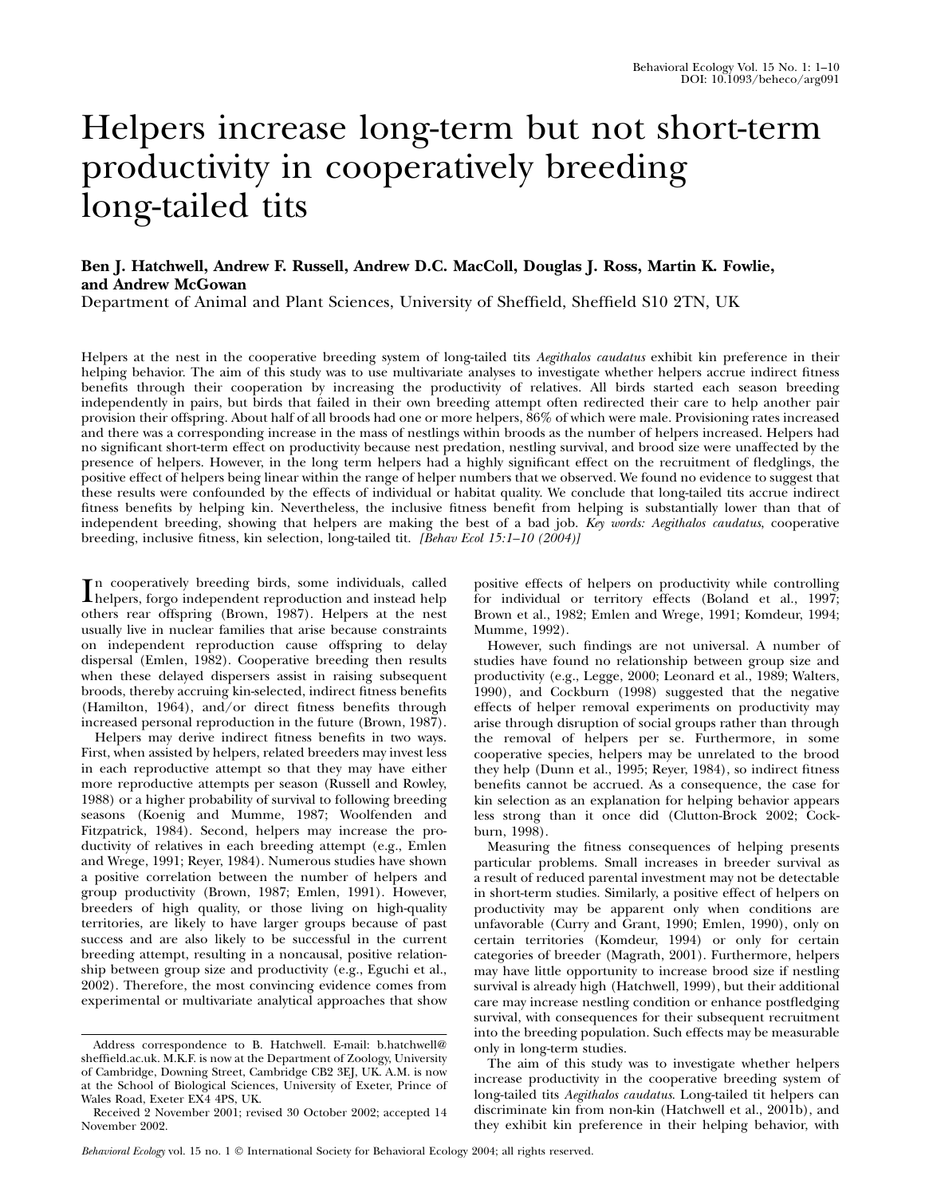# Helpers increase long-term but not short-term productivity in cooperatively breeding long-tailed tits

**Ben J. Hatchwell, Andrew F. Russell, Andrew D.C. MacColl, Douglas J. Ross, Martin K. Fowlie, and Andrew McGowan**

Department of Animal and Plant Sciences, University of Sheffield, Sheffield S10 2TN, UK

Helpers at the nest in the cooperative breeding system of long-tailed tits *Aegithalos caudatus* exhibit kin preference in their helping behavior. The aim of this study was to use multivariate analyses to investigate whether helpers accrue indirect fitness benefits through their cooperation by increasing the productivity of relatives. All birds started each season breeding independently in pairs, but birds that failed in their own breeding attempt often redirected their care to help another pair provision their offspring. About half of all broods had one or more helpers, 86% of which were male. Provisioning rates increased and there was a corresponding increase in the mass of nestlings within broods as the number of helpers increased. Helpers had no significant short-term effect on productivity because nest predation, nestling survival, and brood size were unaffected by the presence of helpers. However, in the long term helpers had a highly significant effect on the recruitment of fledglings, the positive effect of helpers being linear within the range of helper numbers that we observed. We found no evidence to suggest that these results were confounded by the effects of individual or habitat quality. We conclude that long-tailed tits accrue indirect fitness benefits by helping kin. Nevertheless, the inclusive fitness benefit from helping is substantially lower than that of independent breeding, showing that helpers are making the best of a bad job. *Key words: Aegithalos caudatus*, cooperative breeding, inclusive fitness, kin selection, long-tailed tit. *[Behav Ecol 15:1–10 (2004)]*

In cooperatively breeding birds, some individuals, called helpers, forgo independent reproduction and instead help others rear offspring (Brown, 1987). Helpers at the nest usually live in nuclear families that arise because constraints on independent reproduction cause offspring to delay dispersal (Emlen, 1982). Cooperative breeding then results when these delayed dispersers assist in raising subsequent broods, thereby accruing kin-selected, indirect fitness benefits (Hamilton, 1964), and/or direct fitness benefits through increased personal reproduction in the future (Brown, 1987).

Helpers may derive indirect fitness benefits in two ways. First, when assisted by helpers, related breeders may invest less in each reproductive attempt so that they may have either more reproductive attempts per season (Russell and Rowley, 1988) or a higher probability of survival to following breeding seasons (Koenig and Mumme, 1987; Woolfenden and Fitzpatrick, 1984). Second, helpers may increase the productivity of relatives in each breeding attempt (e.g., Emlen and Wrege, 1991; Reyer, 1984). Numerous studies have shown a positive correlation between the number of helpers and group productivity (Brown, 1987; Emlen, 1991). However, breeders of high quality, or those living on high-quality territories, are likely to have larger groups because of past success and are also likely to be successful in the current breeding attempt, resulting in a noncausal, positive relationship between group size and productivity (e.g., Eguchi et al., 2002). Therefore, the most convincing evidence comes from experimental or multivariate analytical approaches that show positive effects of helpers on productivity while controlling for individual or territory effects (Boland et al., 1997; Brown et al., 1982; Emlen and Wrege, 1991; Komdeur, 1994; Mumme, 1992).

However, such findings are not universal. A number of studies have found no relationship between group size and productivity (e.g., Legge, 2000; Leonard et al., 1989; Walters, 1990), and Cockburn (1998) suggested that the negative effects of helper removal experiments on productivity may arise through disruption of social groups rather than through the removal of helpers per se. Furthermore, in some cooperative species, helpers may be unrelated to the brood they help (Dunn et al., 1995; Reyer, 1984), so indirect fitness benefits cannot be accrued. As a consequence, the case for kin selection as an explanation for helping behavior appears less strong than it once did (Clutton-Brock 2002; Cockburn, 1998).

Measuring the fitness consequences of helping presents particular problems. Small increases in breeder survival as a result of reduced parental investment may not be detectable in short-term studies. Similarly, a positive effect of helpers on productivity may be apparent only when conditions are unfavorable (Curry and Grant, 1990; Emlen, 1990), only on certain territories (Komdeur, 1994) or only for certain categories of breeder (Magrath, 2001). Furthermore, helpers may have little opportunity to increase brood size if nestling survival is already high (Hatchwell, 1999), but their additional care may increase nestling condition or enhance postfledging survival, with consequences for their subsequent recruitment into the breeding population. Such effects may be measurable only in long-term studies.

The aim of this study was to investigate whether helpers increase productivity in the cooperative breeding system of long-tailed tits *Aegithalos caudatus*. Long-tailed tit helpers can discriminate kin from non-kin (Hatchwell et al., 2001b), and they exhibit kin preference in their helping behavior, with

Address correspondence to B. Hatchwell. E-mail: b.hatchwell@sheffield.ac.uk. M.K.F. is now at the Department of Zoology, University of Cambridge, Downing Street, Cambridge CB2 3EJ, UK. A.M. is now at the School of Biological Sciences, University of Exeter, Prince of Wales Road, Exeter EX4 4PS, UK.

Received 2 November 2001; revised 30 October 2002; accepted 14 November 2002.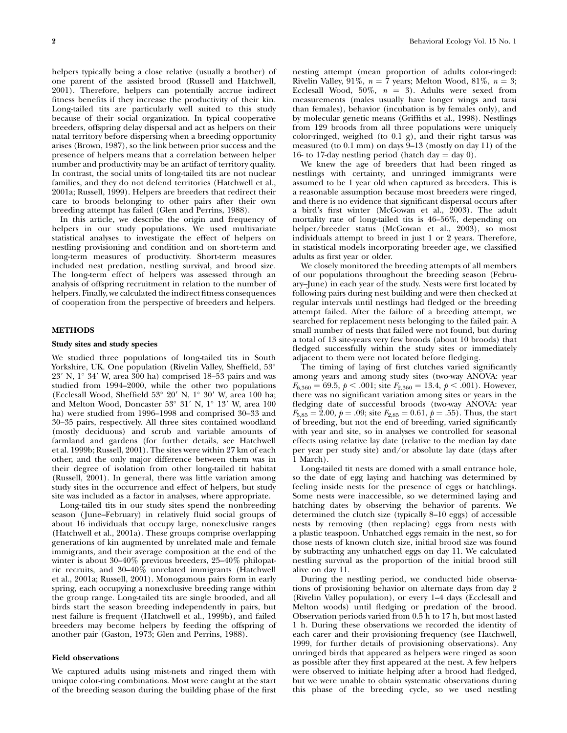helpers typically being a close relative (usually a brother) of one parent of the assisted brood (Russell and Hatchwell, 2001). Therefore, helpers can potentially accrue indirect fitness benefits if they increase the productivity of their kin. Long-tailed tits are particularly well suited to this study because of their social organization. In typical cooperative breeders, offspring delay dispersal and act as helpers on their natal territory before dispersing when a breeding opportunity arises (Brown, 1987), so the link between prior success and the presence of helpers means that a correlation between helper number and productivity may be an artifact of territory quality. In contrast, the social units of long-tailed tits are not nuclear families, and they do not defend territories (Hatchwell et al., 2001a; Russell, 1999). Helpers are breeders that redirect their care to broods belonging to other pairs after their own breeding attempt has failed (Glen and Perrins, 1988).

In this article, we describe the origin and frequency of helpers in our study populations. We used multivariate statistical analyses to investigate the effect of helpers on nestling provisioning and condition and on short-term and long-term measures of productivity. Short-term measures included nest predation, nestling survival, and brood size. The long-term effect of helpers was assessed through an analysis of offspring recruitment in relation to the number of helpers. Finally, we calculated the indirect fitness consequences of cooperation from the perspective of breeders and helpers.

## METHODS

### Study sites and study species

We studied three populations of long-tailed tits in South Yorkshire, UK. One population (Rivelin Valley, Sheffield, 53° 23′ N, 1° 34′ W, area 300 ha) comprised 18–53 pairs and was studied from 1994–2000, while the other two populations (Ecclesall Wood, Sheffield 53° 20′ N, 1° 30′ W, area 100 ha; and Melton Wood, Doncaster 53° 31′ N, 1° 13′ W, area 100 ha) were studied from 1996–1998 and comprised 30–33 and 30–35 pairs, respectively. All three sites contained woodland (mostly deciduous) and scrub and variable amounts of farmland and gardens (for further details, see Hatchwell et al. 1999b; Russell, 2001). The sites were within 27 km of each other, and the only major difference between them was in their degree of isolation from other long-tailed tit habitat (Russell, 2001). In general, there was little variation among study sites in the occurrence and effect of helpers, but study site was included as a factor in analyses, where appropriate.

Long-tailed tits in our study sites spend the nonbreeding season (June–February) in relatively fluid social groups of about 16 individuals that occupy large, nonexclusive ranges (Hatchwell et al., 2001a). These groups comprise overlapping generations of kin augmented by unrelated male and female immigrants, and their average composition at the end of the winter is about 30–40% previous breeders, 25–40% philopatric recruits, and 30–40% unrelated immigrants (Hatchwell et al., 2001a; Russell, 2001). Monogamous pairs form in early spring, each occupying a nonexclusive breeding range within the group range. Long-tailed tits are single brooded, and all birds start the season breeding independently in pairs, but nest failure is frequent (Hatchwell et al., 1999b), and failed breeders may become helpers by feeding the offspring of another pair (Gaston, 1973; Glen and Perrins, 1988).

### Field observations

We captured adults using mist-nets and ringed them with unique color-ring combinations. Most were caught at the start of the breeding season during the building phase of the first nesting attempt (mean proportion of adults color-ringed: Rivelin Valley, 91%, $n = 7$ years; Melton Wood, 81%, $n = 3$; Ecclesall Wood, 50%, $n = 3$). Adults were sexed from measurements (males usually have longer wings and tarsi than females), behavior (incubation is by females only), and by molecular genetic means (Griffiths et al., 1998). Nestlings from 129 broods from all three populations were uniquely color-ringed, weighed (to 0.1 g), and their right tarsus was measured (to 0.1 mm) on days 9–13 (mostly on day 11) of the 16- to 17-day nestling period (hatch day = day 0).

We knew the age of breeders that had been ringed as nestlings with certainty, and unringed immigrants were assumed to be 1 year old when captured as breeders. This is a reasonable assumption because most breeders were ringed, and there is no evidence that significant dispersal occurs after a bird's first winter (McGowan et al., 2003). The adult mortality rate of long-tailed tits is 46–56%, depending on helper/breeder status (McGowan et al., 2003), so most individuals attempt to breed in just 1 or 2 years. Therefore, in statistical models incorporating breeder age, we classified adults as first year or older.

We closely monitored the breeding attempts of all members of our populations throughout the breeding season (February–June) in each year of the study. Nests were first located by following pairs during nest building and were then checked at regular intervals until nestlings had fledged or the breeding attempt failed. After the failure of a breeding attempt, we searched for replacement nests belonging to the failed pair. A small number of nests that failed were not found, but during a total of 13 site-years very few broods (about 10 broods) that fledged successfully within the study sites or immediately adjacent to them were not located before fledging.

The timing of laying of first clutches varied significantly among years and among study sites (two-way ANOVA: year $F_{6,360} = 69.5$, $p < .001$; site $F_{2,360} = 13.4$, $p < .001$). However, there was no significant variation among sites or years in the fledging date of successful broods (two-way ANOVA: year $F_{5,85} = 2.00$, $p = .09$; site $F_{2,85} = 0.61$, $p = .55$). Thus, the start of breeding, but not the end of breeding, varied significantly with year and site, so in analyses we controlled for seasonal effects using relative lay date (relative to the median lay date per year per study site) and/or absolute lay date (days after 1 March).

Long-tailed tit nests are domed with a small entrance hole, so the date of egg laying and hatching was determined by feeling inside nests for the presence of eggs or hatchlings. Some nests were inaccessible, so we determined laying and hatching dates by observing the behavior of parents. We determined the clutch size (typically 8–10 eggs) of accessible nests by removing (then replacing) eggs from nests with a plastic teaspoon. Unhatched eggs remain in the nest, so for those nests of known clutch size, initial brood size was found by subtracting any unhatched eggs on day 11. We calculated nestling survival as the proportion of the initial brood still alive on day 11.

During the nestling period, we conducted hide observations of provisioning behavior on alternate days from day 2 (Rivelin Valley population), or every 1–4 days (Ecclesall and Melton woods) until fledging or predation of the brood. Observation periods varied from 0.5 h to 17 h, but most lasted 1 h. During these observations we recorded the identity of each carer and their provisioning frequency (see Hatchwell, 1999, for further details of provisioning observations). Any unringed birds that appeared as helpers were ringed as soon as possible after they first appeared at the nest. A few helpers were observed to initiate helping after a brood had fledged, but we were unable to obtain systematic observations during this phase of the breeding cycle, so we used nestling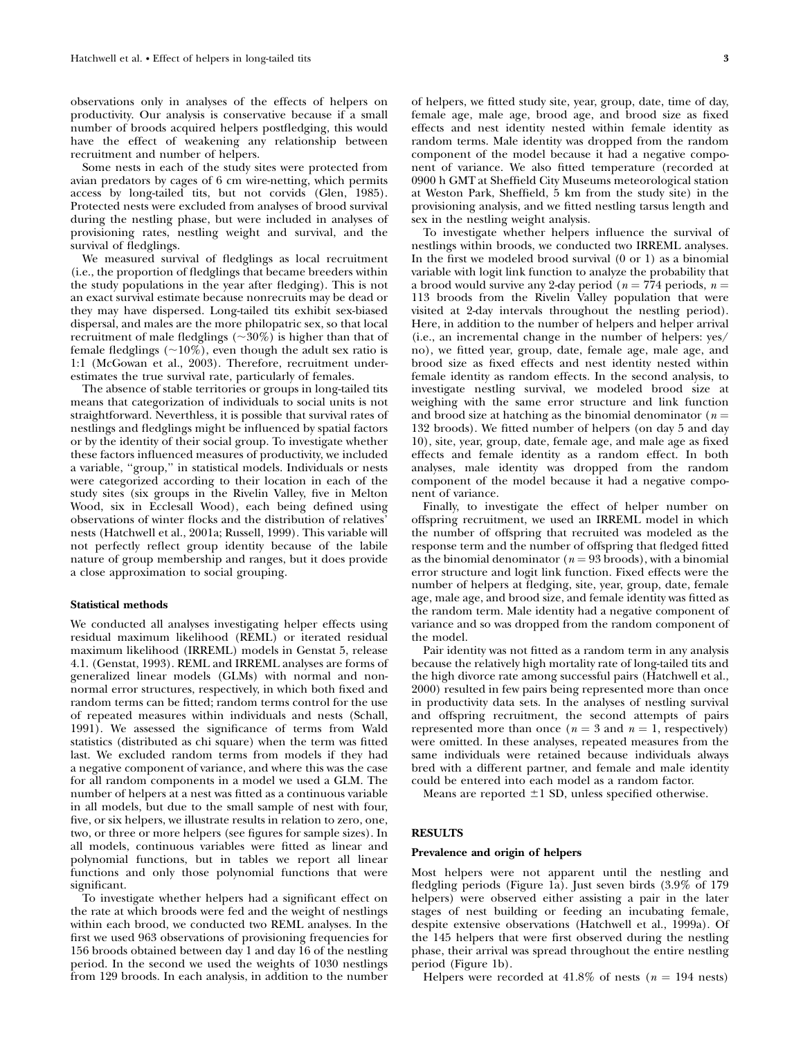observations only in analyses of the effects of helpers on productivity. Our analysis is conservative because if a small number of broods acquired helpers postfledging, this would have the effect of weakening any relationship between recruitment and number of helpers.

Some nests in each of the study sites were protected from avian predators by cages of 6 cm wire-netting, which permits access by long-tailed tits, but not corvids (Glen, 1985). Protected nests were excluded from analyses of brood survival during the nestling phase, but were included in analyses of provisioning rates, nestling weight and survival, and the survival of fledglings.

We measured survival of fledglings as local recruitment (i.e., the proportion of fledglings that became breeders within the study populations in the year after fledging). This is not an exact survival estimate because nonrecruits may be dead or they may have dispersed. Long-tailed tits exhibit sex-biased dispersal, and males are the more philopatric sex, so that local recruitment of male fledglings (~30%) is higher than that of female fledglings (~10%), even though the adult sex ratio is 1:1 (McGowan et al., 2003). Therefore, recruitment underestimates the true survival rate, particularly of females.

The absence of stable territories or groups in long-tailed tits means that categorization of individuals to social units is not straightforward. Nevertheless, it is possible that survival rates of nestlings and fledglings might be influenced by spatial factors or by the identity of their social group. To investigate whether these factors influenced measures of productivity, we included a variable, "group," in statistical models. Individuals or nests were categorized according to their location in each of the study sites (six groups in the Rivelin Valley, five in Melton Wood, six in Ecclesall Wood), each being defined using observations of winter flocks and the distribution of relatives' nests (Hatchwell et al., 2001a; Russell, 1999). This variable will not perfectly reflect group identity because of the labile nature of group membership and ranges, but it does provide a close approximation to social grouping.

### Statistical methods

We conducted all analyses investigating helper effects using residual maximum likelihood (REML) or iterated residual maximum likelihood (IRREML) models in Genstat 5, release 4.1. (Genstat, 1993). REML and IRREML analyses are forms of generalized linear models (GLMs) with normal and nonnormal error structures, respectively, in which both fixed and random terms can be fitted; random terms control for the use of repeated measures within individuals and nests (Schall, 1991). We assessed the significance of terms from Wald statistics (distributed as chi square) when the term was fitted last. We excluded random terms from models if they had a negative component of variance, and where this was the case for all random components in a model we used a GLM. The number of helpers at a nest was fitted as a continuous variable in all models, but due to the small sample of nest with four, five, or six helpers, we illustrate results in relation to zero, one, two, or three or more helpers (see figures for sample sizes). In all models, continuous variables were fitted as linear and polynomial functions, but in tables we report all linear functions and only those polynomial functions that were significant.

To investigate whether helpers had a significant effect on the rate at which broods were fed and the weight of nestlings within each brood, we conducted two REML analyses. In the first we used 963 observations of provisioning frequencies for 156 broods obtained between day 1 and day 16 of the nestling period. In the second we used the weights of 1030 nestlings from 129 broods. In each analysis, in addition to the number of helpers, we fitted study site, year, group, date, time of day, female age, male age, brood age, and brood size as fixed effects and nest identity nested within female identity as random terms. Male identity was dropped from the random component of the model because it had a negative component of variance. We also fitted temperature (recorded at 0900 h GMT at Sheffield City Museums meteorological station at Weston Park, Sheffield, 5 km from the study site) in the provisioning analysis, and we fitted nestling tarsus length and sex in the nestling weight analysis.

To investigate whether helpers influence the survival of nestlings within broods, we conducted two IRREML analyses. In the first we modeled brood survival (0 or 1) as a binomial variable with logit link function to analyze the probability that a brood would survive any 2-day period ($n = 774$ periods, $n = 113$ broods from the Rivelin Valley population that were visited at 2-day intervals throughout the nestling period). Here, in addition to the number of helpers and helper arrival (i.e., an incremental change in the number of helpers: yes/no), we fitted year, group, date, female age, male age, and brood size as fixed effects and nest identity nested within female identity as random effects. In the second analysis, to investigate nestling survival, we modeled brood size at weighing with the same error structure and link function and brood size at hatching as the binomial denominator ($n = 132$ broods). We fitted number of helpers (on day 5 and day 10), site, year, group, date, female age, and male age as fixed effects and female identity as a random effect. In both analyses, male identity was dropped from the random component of the model because it had a negative component of variance.

Finally, to investigate the effect of helper number on offspring recruitment, we used an IRREML model in which the number of offspring that recruited was modeled as the response term and the number of offspring that fledged fitted as the binomial denominator ($n = 93$ broods), with a binomial error structure and logit link function. Fixed effects were the number of helpers at fledging, site, year, group, date, female age, male age, and brood size, and female identity was fitted as the random term. Male identity had a negative component of variance and so was dropped from the random component of the model.

Pair identity was not fitted as a random term in any analysis because the relatively high mortality rate of long-tailed tits and the high divorce rate among successful pairs (Hatchwell et al., 2000) resulted in few pairs being represented more than once in productivity data sets. In the analyses of nestling survival and offspring recruitment, the second attempts of pairs represented more than once ($n = 3$ and $n = 1$, respectively) were omitted. In these analyses, repeated measures from the same individuals were retained because individuals always bred with a different partner, and female and male identity could be entered into each model as a random factor.

Means are reported ±1 SD, unless specified otherwise.

## RESULTS

### Prevalence and origin of helpers

Most helpers were not apparent until the nestling and fledgling periods (Figure 1a). Just seven birds (3.9% of 179 helpers) were observed either assisting a pair in the later stages of nest building or feeding an incubating female, despite extensive observations (Hatchwell et al., 1999a). Of the 145 helpers that were first observed during the nestling phase, their arrival was spread throughout the entire nestling period (Figure 1b).

Helpers were recorded at 41.8% of nests ($n = 194$ nests)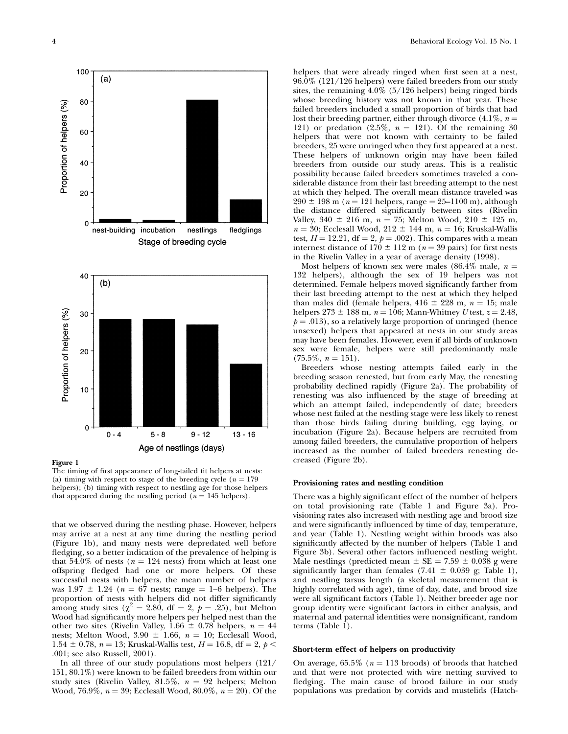**Figure 1**
The timing of first appearance of long-tailed tit helpers at nests: (a) timing with respect to stage of the breeding cycle ($n = 179$ helpers); (b) timing with respect to nestling age for those helpers that appeared during the nestling period ($n = 145$ helpers).

that we observed during the nestling phase. However, helpers may arrive at a nest at any time during the nestling period (Figure 1b), and many nests were depredated well before fledging, so a better indication of the prevalence of helping is that 54.0% of nests ($n = 124$ nests) from which at least one offspring fledged had one or more helpers. Of these successful nests with helpers, the mean number of helpers was $1.97 \pm 1.24$ ($n = 67$ nests; range = 1–6 helpers). The proportion of nests with helpers did not differ significantly among study sites ($\chi^2 = 2.80$, df = 2, $p = .25$), but Melton Wood had significantly more helpers per helped nest than the other two sites (Rivelin Valley, $1.66 \pm 0.78$ helpers, $n = 44$ nests; Melton Wood, $3.90 \pm 1.66$, $n = 10$; Ecclesall Wood, $1.54 \pm 0.78$, $n = 13$; Kruskal-Wallis test, $H = 16.8$, df = 2, $p < .001$; see also Russell, 2001).

In all three of our study populations most helpers (121/151, 80.1%) were known to be failed breeders from within our study sites (Rivelin Valley, 81.5%, $n = 92$ helpers; Melton Wood, 76.9%, $n = 39$; Ecclesall Wood, 80.0%, $n = 20$). Of the helpers that were already ringed when first seen at a nest, 96.0% (121/126 helpers) were failed breeders from our study sites, the remaining 4.0% (5/126 helpers) being ringed birds whose breeding history was not known in that year. These failed breeders included a small proportion of birds that had lost their breeding partner, either through divorce (4.1%, $n = 121$) or predation (2.5%, $n = 121$). Of the remaining 30 helpers that were not known with certainty to be failed breeders, 25 were unringed when they first appeared at a nest. These helpers of unknown origin may have been failed breeders from outside our study areas. This is a realistic possibility because failed breeders sometimes traveled a considerable distance from their last breeding attempt to the nest at which they helped. The overall mean distance traveled was $290 \pm 198$ m ($n = 121$ helpers, range = 25–1100 m), although the distance differed significantly between sites (Rivelin Valley, $340 \pm 216$ m, $n = 75$; Melton Wood, $210 \pm 125$ m, $n = 30$; Ecclesall Wood, $212 \pm 144$ m, $n = 16$; Kruskal-Wallis test, $H = 12.21$, df = 2, $p = .002$). This compares with a mean internest distance of $170 \pm 112$ m ($n = 39$ pairs) for first nests in the Rivelin Valley in a year of average density (1998).

Most helpers of known sex were males (86.4% male, $n = 132$ helpers), although the sex of 19 helpers was not determined. Female helpers moved significantly farther from their last breeding attempt to the nest at which they helped than males did (female helpers, $416 \pm 228$ m, $n = 15$; male helpers $273 \pm 188$ m, $n = 106$; Mann-Whitney $U$ test, $z = 2.48$, $p = .013$), so a relatively large proportion of unringed (hence unsexed) helpers that appeared at nests in our study areas may have been females. However, even if all birds of unknown sex were female, helpers were still predominantly male (75.5%, $n = 151$).

Breeders whose nesting attempts failed early in the breeding season renested, but from early May, the renesting probability declined rapidly (Figure 2a). The probability of renesting was also influenced by the stage of breeding at which an attempt failed, independently of date; breeders whose nest failed at the nestling stage were less likely to renest than those birds failing during building, egg laying, or incubation (Figure 2a). Because helpers are recruited from among failed breeders, the cumulative proportion of helpers increased as the number of failed breeders renesting decreased (Figure 2b).

### Provisioning rates and nestling condition

There was a highly significant effect of the number of helpers on total provisioning rate (Table 1 and Figure 3a). Provisioning rates also increased with nestling age and brood size and were significantly influenced by time of day, temperature, and year (Table 1). Nestling weight within broods was also significantly affected by the number of helpers (Table 1 and Figure 3b). Several other factors influenced nestling weight. Male nestlings (predicted mean ± SE = $7.59 \pm 0.038$ g were significantly larger than females ($7.41 \pm 0.039$ g; Table 1), and nestling tarsus length (a skeletal measurement that is highly correlated with age), time of day, date, and brood size were all significant factors (Table 1). Neither breeder age nor group identity were significant factors in either analysis, and maternal and paternal identities were nonsignificant, random terms (Table 1).

### Short-term effect of helpers on productivity

On average, 65.5% ($n = 113$ broods) of broods that hatched and that were not protected with wire netting survived to fledging. The main cause of brood failure in our study populations was predation by corvids and mustelids (Hatch-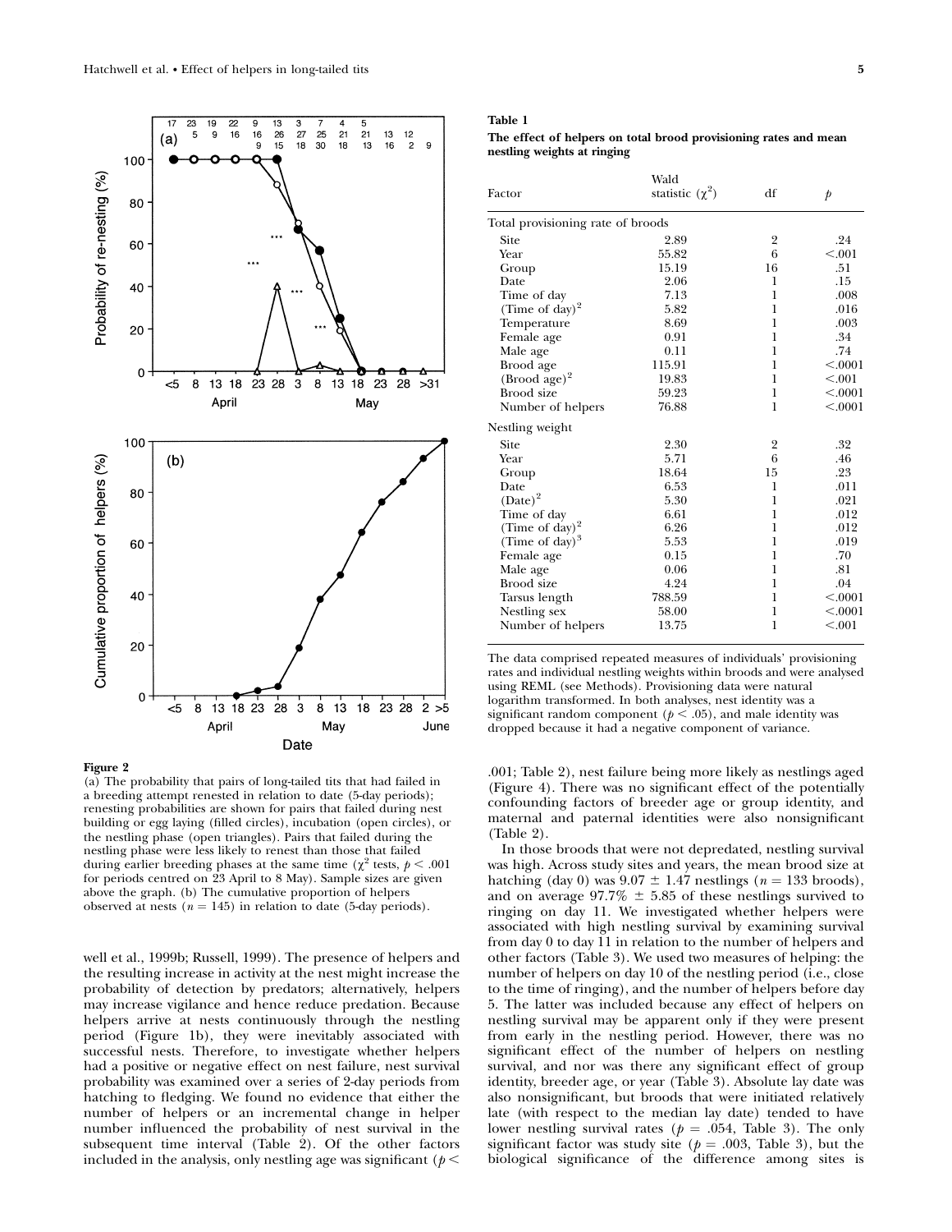**Figure 2**
(a) The probability that pairs of long-tailed tits that had failed in a breeding attempt renested in relation to date (5-day periods); renesting probabilities are shown for pairs that failed during nest building or egg laying (filled circles), incubation (open circles), or the nestling phase (open triangles). Pairs that failed during the nestling phase were less likely to renest than those that failed during earlier breeding phases at the same time ($\chi^2$ tests, $p < .001$ for periods centred on 23 April to 8 May). Sample sizes are given above the graph. (b) The cumulative proportion of helpers observed at nests ($n = 145$) in relation to date (5-day periods).

well et al., 1999b; Russell, 1999). The presence of helpers and the resulting increase in activity at the nest might increase the probability of detection by predators; alternatively, helpers may increase vigilance and hence reduce predation. Because helpers arrive at nests continuously through the nestling period (Figure 1b), they were inevitably associated with successful nests. Therefore, to investigate whether helpers had a positive or negative effect on nest failure, nest survival probability was examined over a series of 2-day periods from hatching to fledging. We found no evidence that either the number of helpers or an incremental change in helper number influenced the probability of nest survival in the subsequent time interval (Table 2). Of the other factors included in the analysis, only nestling age was significant ($p <$ .001; Table 2), nest failure being more likely as nestlings aged (Figure 4). There was no significant effect of the potentially confounding factors of breeder age or group identity, and maternal and paternal identities were also nonsignificant (Table 2).

In those broods that were not depredated, nestling survival was high. Across study sites and years, the mean brood size at hatching (day 0) was $9.07 \pm 1.47$ nestlings ($n = 133$ broods), and on average $97.7\% \pm 5.85$ of these nestlings survived to ringing on day 11. We investigated whether helpers were associated with high nestling survival by examining survival from day 0 to day 11 in relation to the number of helpers and other factors (Table 3). We used two measures of helping: the number of helpers on day 10 of the nestling period (i.e., close to the time of ringing), and the number of helpers before day 5. The latter was included because any effect of helpers on nestling survival may be apparent only if they were present from early in the nestling period. However, there was no significant effect of the number of helpers on nestling survival, and nor was there any significant effect of group identity, breeder age, or year (Table 3). Absolute lay date was also nonsignificant, but broods that were initiated relatively late (with respect to the median lay date) tended to have lower nestling survival rates ($p = .054$, Table 3). The only significant factor was study site ($p = .003$, Table 3), but the biological significance of the difference among sites is

**Table 1**
**The effect of helpers on total brood provisioning rates and mean nestling weights at ringing**

| Factor | Wald statistic ($\chi^2$) | df | $p$ |
|---|---|---|---|
| Total provisioning rate of broods | | | |
| Site | 2.89 | 2 | .24 |
| Year | 55.82 | 6 | <.001 |
| Group | 15.19 | 16 | .51 |
| Date | 2.06 | 1 | .15 |
| Time of day | 7.13 | 1 | .008 |
| (Time of day)$^2$ | 5.82 | 1 | .016 |
| Temperature | 8.69 | 1 | .003 |
| Female age | 0.91 | 1 | .34 |
| Male age | 0.11 | 1 | .74 |
| Brood age | 115.91 | 1 | <.0001 |
| (Brood age)$^2$ | 19.83 | 1 | <.001 |
| Brood size | 59.23 | 1 | <.0001 |
| Number of helpers | 76.88 | 1 | <.0001 |
| Nestling weight | | | |
| Site | 2.30 | 2 | .32 |
| Year | 5.71 | 6 | .46 |
| Group | 18.64 | 15 | .23 |
| Date | 6.53 | 1 | .011 |
| (Date)$^2$ | 5.30 | 1 | .021 |
| Time of day | 6.61 | 1 | .012 |
| (Time of day)$^2$ | 6.26 | 1 | .012 |
| (Time of day)$^3$ | 5.53 | 1 | .019 |
| Female age | 0.15 | 1 | .70 |
| Male age | 0.06 | 1 | .81 |
| Brood size | 4.24 | 1 | .04 |
| Tarsus length | 788.59 | 1 | <.0001 |
| Nestling sex | 58.00 | 1 | <.0001 |
| Number of helpers | 13.75 | 1 | <.001 |

The data comprised repeated measures of individuals' provisioning rates and individual nestling weights within broods and were analysed using REML (see Methods). Provisioning data were natural logarithm transformed. In both analyses, nest identity was a significant random component ($p < .05$), and male identity was dropped because it had a negative component of variance.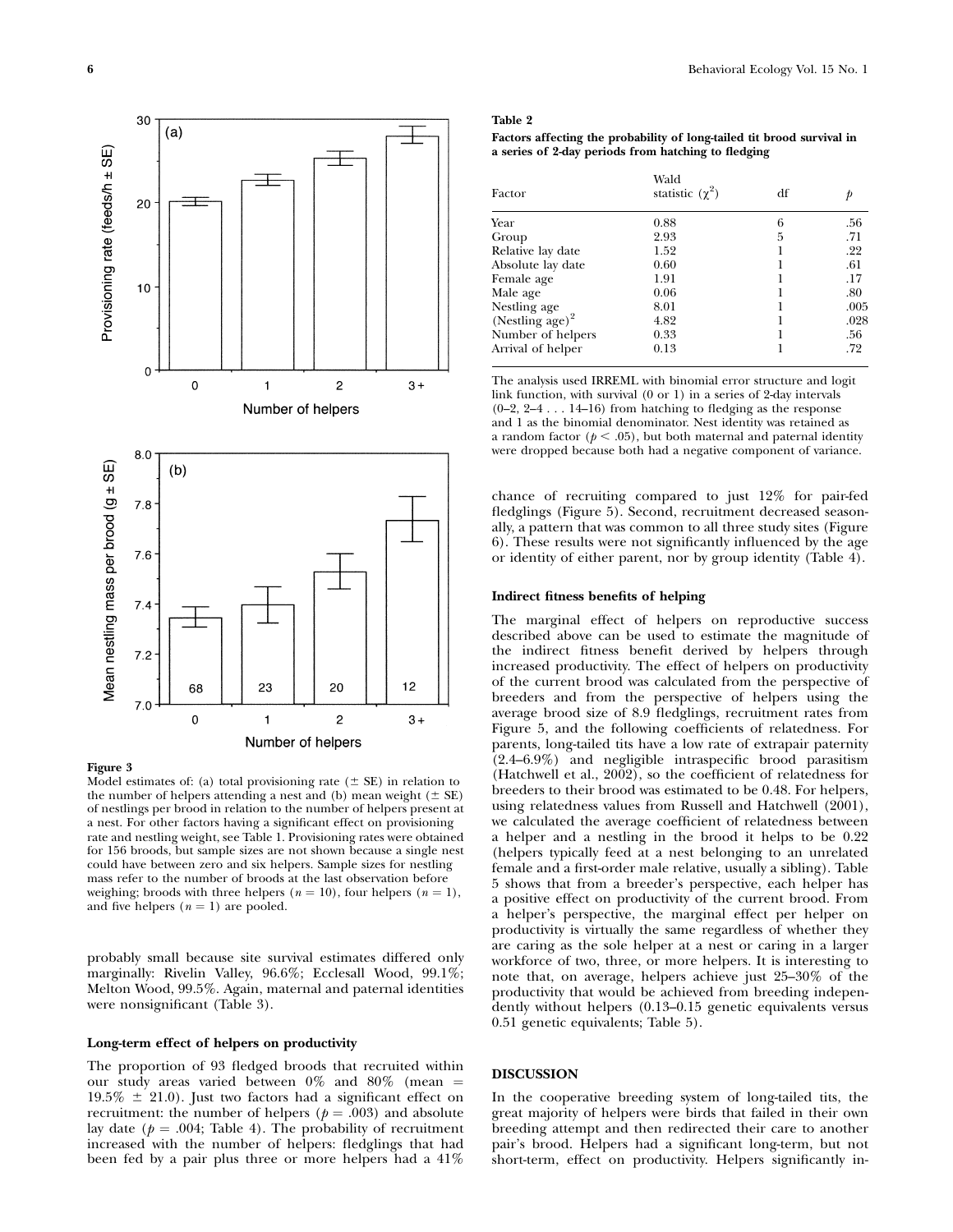Figure 3

Model estimates of: (a) total provisioning rate (± SE) in relation to the number of helpers attending a nest and (b) mean weight (± SE) of nestlings per brood in relation to the number of helpers present at a nest. For other factors having a significant effect on provisioning rate and nestling weight, see Table 1. Provisioning rates were obtained for 156 broods, but sample sizes are not shown because a single nest could have between zero and six helpers. Sample sizes for nestling mass refer to the number of broods at the last observation before weighing; broods with three helpers ($n = 10$), four helpers ($n = 1$), and five helpers ($n = 1$) are pooled.

probably small because site survival estimates differed only marginally: Rivelin Valley, 96.6%; Ecclesall Wood, 99.1%; Melton Wood, 99.5%. Again, maternal and paternal identities were nonsignificant (Table 3).

### Long-term effect of helpers on productivity

The proportion of 93 fledged broods that recruited within our study areas varied between 0% and 80% (mean = 19.5% ± 21.0). Just two factors had a significant effect on recruitment: the number of helpers ($p = .003$) and absolute lay date ($p = .004$; Table 4). The probability of recruitment increased with the number of helpers: fledglings that had been fed by a pair plus three or more helpers had a 41% chance of recruiting compared to just 12% for pair-fed fledglings (Figure 5). Second, recruitment decreased seasonally, a pattern that was common to all three study sites (Figure 6). These results were not significantly influenced by the age or identity of either parent, nor by group identity (Table 4).

**Table 2**

**Factors affecting the probability of long-tailed tit brood survival in a series of 2-day periods from hatching to fledging**

| Factor | Wald statistic ($\chi^2$) | df | $p$ |
|---|---|---|---|
| Year | 0.88 | 6 | .56 |
| Group | 2.93 | 5 | .71 |
| Relative lay date | 1.52 | 1 | .22 |
| Absolute lay date | 0.60 | 1 | .61 |
| Female age | 1.91 | 1 | .17 |
| Male age | 0.06 | 1 | .80 |
| Nestling age | 8.01 | 1 | .005 |
| (Nestling age)$^2$ | 4.82 | 1 | .028 |
| Number of helpers | 0.33 | 1 | .56 |
| Arrival of helper | 0.13 | 1 | .72 |

The analysis used IRREML with binomial error structure and logit link function, with survival (0 or 1) in a series of 2-day intervals (0–2, 2–4 . . . 14–16) from hatching to fledging as the response and 1 as the binomial denominator. Nest identity was retained as a random factor ($p < .05$), but both maternal and paternal identity were dropped because both had a negative component of variance.

### Indirect fitness benefits of helping

The marginal effect of helpers on reproductive success described above can be used to estimate the magnitude of the indirect fitness benefit derived by helpers through increased productivity. The effect of helpers on productivity of the current brood was calculated from the perspective of breeders and from the perspective of helpers using the average brood size of 8.9 fledglings, recruitment rates from Figure 5, and the following coefficients of relatedness. For parents, long-tailed tits have a low rate of extrapair paternity (2.4–6.9%) and negligible intraspecific brood parasitism (Hatchwell et al., 2002), so the coefficient of relatedness for breeders to their brood was estimated to be 0.48. For helpers, using relatedness values from Russell and Hatchwell (2001), we calculated the average coefficient of relatedness between a helper and a nestling in the brood it helps to be 0.22 (helpers typically feed at a nest belonging to an unrelated female and a first-order male relative, usually a sibling). Table 5 shows that from a breeder's perspective, each helper has a positive effect on productivity of the current brood. From a helper's perspective, the marginal effect per helper on productivity is virtually the same regardless of whether they are caring as the sole helper at a nest or caring in a larger workforce of two, three, or more helpers. It is interesting to note that, on average, helpers achieve just 25–30% of the productivity that would be achieved from breeding independently without helpers (0.13–0.15 genetic equivalents versus 0.51 genetic equivalents; Table 5).

## DISCUSSION

In the cooperative breeding system of long-tailed tits, the great majority of helpers were birds that failed in their own breeding attempt and then redirected their care to another pair's brood. Helpers had a significant long-term, but not short-term, effect on productivity. Helpers significantly in-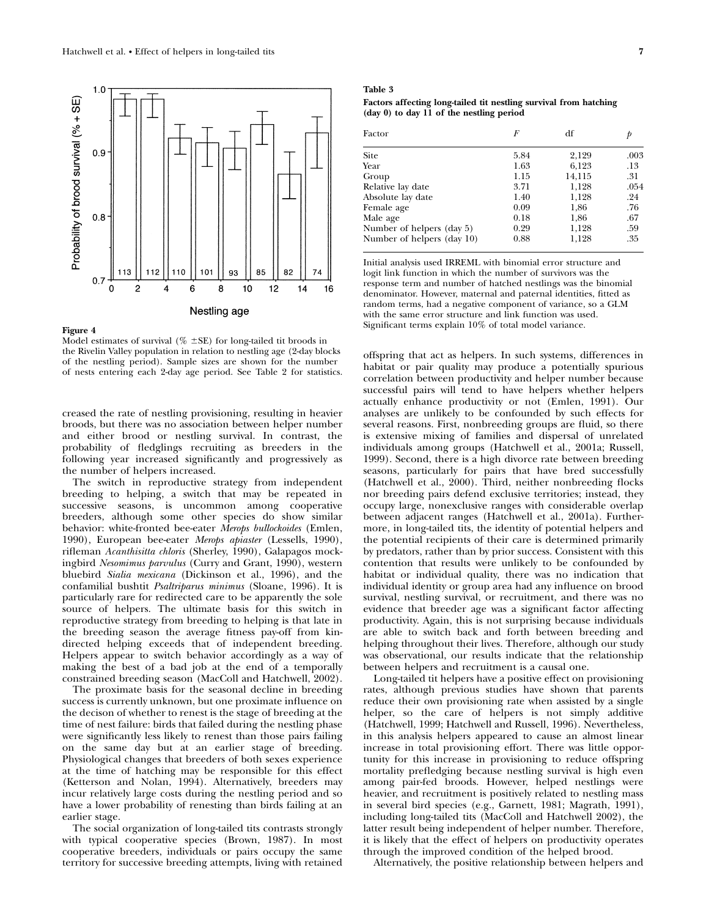**Figure 4**
Model estimates of survival (% ±SE) for long-tailed tit broods in the Rivelin Valley population in relation to nestling age (2-day blocks of the nestling period). Sample sizes are shown for the number of nests entering each 2-day age period. See Table 2 for statistics.

**Table 3**
**Factors affecting long-tailed tit nestling survival from hatching (day 0) to day 11 of the nestling period**

| Factor | *F* | df | *p* |
|---|---|---|---|
| Site | 5.84 | 2,129 | .003 |
| Year | 1.63 | 6,123 | .13 |
| Group | 1.15 | 14,115 | .31 |
| Relative lay date | 3.71 | 1,128 | .054 |
| Absolute lay date | 1.40 | 1,128 | .24 |
| Female age | 0.09 | 1,86 | .76 |
| Male age | 0.18 | 1,86 | .67 |
| Number of helpers (day 5) | 0.29 | 1,128 | .59 |
| Number of helpers (day 10) | 0.88 | 1,128 | .35 |

Initial analysis used IRREML with binomial error structure and logit link function in which the number of survivors was the response term and number of hatched nestlings was the binomial denominator. However, maternal and paternal identities, fitted as random terms, had a negative component of variance, so a GLM with the same error structure and link function was used. Significant terms explain 10% of total model variance.

creased the rate of nestling provisioning, resulting in heavier broods, but there was no association between helper number and either brood or nestling survival. In contrast, the probability of fledglings recruiting as breeders in the following year increased significantly and progressively as the number of helpers increased.

The switch in reproductive strategy from independent breeding to helping, a switch that may be repeated in successive seasons, is uncommon among cooperative breeders, although some other species do show similar behavior: white-fronted bee-eater *Merops bullockoides* (Emlen, 1990), European bee-eater *Merops apiaster* (Lessells, 1990), rifleman *Acanthisitta chloris* (Sherley, 1990), Galapagos mockingbird *Nesomimus parvulus* (Curry and Grant, 1990), western bluebird *Sialia mexicana* (Dickinson et al., 1996), and the confamilial bushtit *Psaltriparus minimus* (Sloane, 1996). It is particularly rare for redirected care to be apparently the sole source of helpers. The ultimate basis for this switch in reproductive strategy from breeding to helping is that late in the breeding season the average fitness pay-off from kin-directed helping exceeds that of independent breeding. Helpers appear to switch behavior accordingly as a way of making the best of a bad job at the end of a temporally constrained breeding season (MacColl and Hatchwell, 2002).

The proximate basis for the seasonal decline in breeding success is currently unknown, but one proximate influence on the decison of whether to renest is the stage of breeding at the time of nest failure: birds that failed during the nestling phase were significantly less likely to renest than those pairs failing on the same day but at an earlier stage of breeding. Physiological changes that breeders of both sexes experience at the time of hatching may be responsible for this effect (Ketterson and Nolan, 1994). Alternatively, breeders may incur relatively large costs during the nestling period and so have a lower probability of renesting than birds failing at an earlier stage.

The social organization of long-tailed tits contrasts strongly with typical cooperative species (Brown, 1987). In most cooperative breeders, individuals or pairs occupy the same territory for successive breeding attempts, living with retained offspring that act as helpers. In such systems, differences in habitat or pair quality may produce a potentially spurious correlation between productivity and helper number because successful pairs will tend to have helpers whether helpers actually enhance productivity or not (Emlen, 1991). Our analyses are unlikely to be confounded by such effects for several reasons. First, nonbreeding groups are fluid, so there is extensive mixing of families and dispersal of unrelated individuals among groups (Hatchwell et al., 2001a; Russell, 1999). Second, there is a high divorce rate between breeding seasons, particularly for pairs that have bred successfully (Hatchwell et al., 2000). Third, neither nonbreeding flocks nor breeding pairs defend exclusive territories; instead, they occupy large, nonexclusive ranges with considerable overlap between adjacent ranges (Hatchwell et al., 2001a). Furthermore, in long-tailed tits, the identity of potential helpers and the potential recipients of their care is determined primarily by predators, rather than by prior success. Consistent with this contention that results were unlikely to be confounded by habitat or individual quality, there was no indication that individual identity or group area had any influence on brood survival, nestling survival, or recruitment, and there was no evidence that breeder age was a significant factor affecting productivity. Again, this is not surprising because individuals are able to switch back and forth between breeding and helping throughout their lives. Therefore, although our study was observational, our results indicate that the relationship between helpers and recruitment is a causal one.

Long-tailed tit helpers have a positive effect on provisioning rates, although previous studies have shown that parents reduce their own provisioning rate when assisted by a single helper, so the care of helpers is not simply additive (Hatchwell, 1999; Hatchwell and Russell, 1996). Nevertheless, in this analysis helpers appeared to cause an almost linear increase in total provisioning effort. There was little opportunity for this increase in provisioning to reduce offspring mortality prefledging because nestling survival is high even among pair-fed broods. However, helped nestlings were heavier, and recruitment is positively related to nestling mass in several bird species (e.g., Garnett, 1981; Magrath, 1991), including long-tailed tits (MacColl and Hatchwell 2002), the latter result being independent of helper number. Therefore, it is likely that the effect of helpers on productivity operates through the improved condition of the helped brood.

Alternatively, the positive relationship between helpers and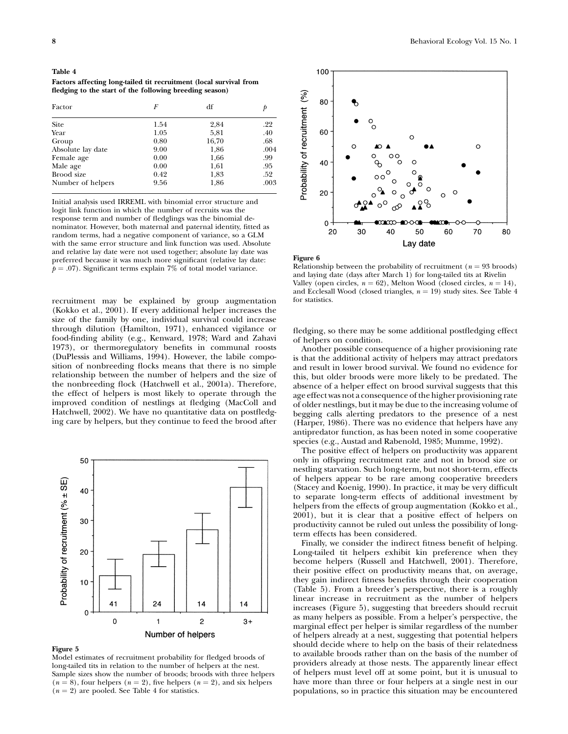**Table 4**

**Factors affecting long-tailed tit recruitment (local survival from fledging to the start of the following breeding season)**

| Factor | $F$ | df | $p$ |
|---|---|---|---|
| Site | 1.54 | 2,84 | .22 |
| Year | 1.05 | 5,81 | .40 |
| Group | 0.80 | 16,70 | .68 |
| Absolute lay date | 9.00 | 1,86 | .004 |
| Female age | 0.00 | 1,66 | .99 |
| Male age | 0.00 | 1,61 | .95 |
| Brood size | 0.42 | 1,83 | .52 |
| Number of helpers | 9.56 | 1,86 | .003 |

Initial analysis used IRREML with binomial error structure and logit link function in which the number of recruits was the response term and number of fledglings was the binomial denominator. However, both maternal and paternal identity, fitted as random terms, had a negative component of variance, so a GLM with the same error structure and link function was used. Absolute and relative lay date were not used together; absolute lay date was preferred because it was much more significant (relative lay date: $p = .07$). Significant terms explain 7% of total model variance.

recruitment may be explained by group augmentation (Kokko et al., 2001). If every additional helper increases the size of the family by one, individual survival could increase through dilution (Hamilton, 1971), enhanced vigilance or food-finding ability (e.g., Kenward, 1978; Ward and Zahavi 1973), or thermoregulatory benefits in communal roosts (DuPlessis and Williams, 1994). However, the labile composition of nonbreeding flocks means that there is no simple relationship between the number of helpers and the size of the nonbreeding flock (Hatchwell et al., 2001a). Therefore, the effect of helpers is most likely to operate through the improved condition of nestlings at fledging (MacColl and Hatchwell, 2002). We have no quantitative data on postfledging care by helpers, but they continue to feed the brood after fledging, so there may be some additional postfledging effect of helpers on condition.

**Figure 5**
Model estimates of recruitment probability for fledged broods of long-tailed tits in relation to the number of helpers at the nest. Sample sizes show the number of broods; broods with three helpers ($n = 8$), four helpers ($n = 2$), five helpers ($n = 2$), and six helpers ($n = 2$) are pooled. See Table 4 for statistics.

**Figure 6**
Relationship between the probability of recruitment ($n = 93$ broods) and laying date (days after March 1) for long-tailed tits at Rivelin Valley (open circles, $n = 62$), Melton Wood (closed circles, $n = 14$), and Ecclesall Wood (closed triangles, $n = 19$) study sites. See Table 4 for statistics.

Another possible consequence of a higher provisioning rate is that the additional activity of helpers may attract predators and result in lower brood survival. We found no evidence for this, but older broods were more likely to be predated. The absence of a helper effect on brood survival suggests that this age effect was not a consequence of the higher provisioning rate of older nestlings, but it may be due to the increasing volume of begging calls alerting predators to the presence of a nest (Harper, 1986). There was no evidence that helpers have any antipredator function, as has been noted in some cooperative species (e.g., Austad and Rabenold, 1985; Mumme, 1992).

The positive effect of helpers on productivity was apparent only in offspring recruitment rate and not in brood size or nestling starvation. Such long-term, but not short-term, effects of helpers appear to be rare among cooperative breeders (Stacey and Koenig, 1990). In practice, it may be very difficult to separate long-term effects of additional investment by helpers from the effects of group augmentation (Kokko et al., 2001), but it is clear that a positive effect of helpers on productivity cannot be ruled out unless the possibility of long-term effects has been considered.

Finally, we consider the indirect fitness benefit of helping. Long-tailed tit helpers exhibit kin preference when they become helpers (Russell and Hatchwell, 2001). Therefore, their positive effect on productivity means that, on average, they gain indirect fitness benefits through their cooperation (Table 5). From a breeder's perspective, there is a roughly linear increase in recruitment as the number of helpers increases (Figure 5), suggesting that breeders should recruit as many helpers as possible. From a helper's perspective, the marginal effect per helper is similar regardless of the number of helpers already at a nest, suggesting that potential helpers should decide where to help on the basis of their relatedness to available broods rather than on the basis of the number of providers already at those nests. The apparently linear effect of helpers must level off at some point, but it is unusual to have more than three or four helpers at a single nest in our populations, so in practice this situation may be encountered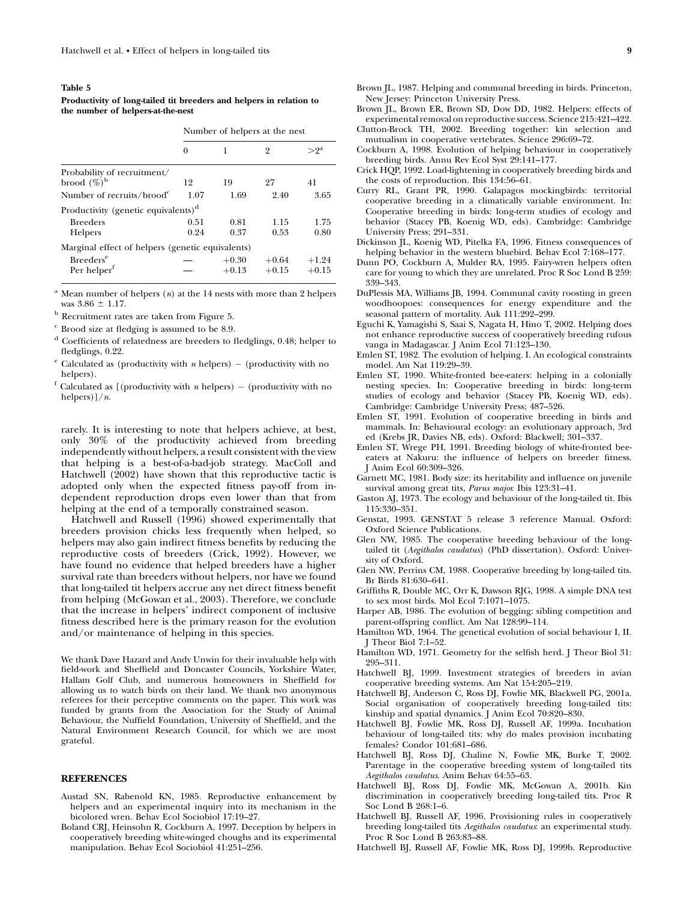**Table 5**

**Productivity of long-tailed tit breeders and helpers in relation to the number of helpers-at-the-nest**

| | Number of helpers at the nest | | | |
|---|---|---|---|---|
| | 0 | 1 | 2 | >2[a] |
| Probability of recruitment/ brood (%)[b] | 12 | 19 | 27 | 41 |
| Number of recruits/brood[c] | 1.07 | 1.69 | 2.40 | 3.65 |
| Productivity (genetic equivalents)[d] | | | | |
| Breeders | 0.51 | 0.81 | 1.15 | 1.75 |
| Helpers | 0.24 | 0.37 | 0.53 | 0.80 |
| Marginal effect of helpers (genetic equivalents) | | | | |
| Breeders[e] | — | +0.30 | +0.64 | +1.24 |
| Per helper[f] | — | +0.13 | +0.15 | +0.15 |

[a] Mean number of helpers ($n$) at the 14 nests with more than 2 helpers was $3.86 \pm 1.17$.

[b] Recruitment rates are taken from Figure 5.

[c] Brood size at fledging is assumed to be 8.9.

[d] Coefficients of relatedness are breeders to fledglings, 0.48; helper to fledglings, 0.22.

[e] Calculated as (productivity with $n$ helpers) − (productivity with no helpers).

[f] Calculated as [(productivity with $n$ helpers) − (productivity with no helpers)]/$n$.

rarely. It is interesting to note that helpers achieve, at best, only 30% of the productivity achieved from breeding independently without helpers, a result consistent with the view that helping is a best-of-a-bad-job strategy. MacColl and Hatchwell (2002) have shown that this reproductive tactic is adopted only when the expected fitness pay-off from independent reproduction drops even lower than that from helping at the end of a temporally constrained season.

Hatchwell and Russell (1996) showed experimentally that breeders provision chicks less frequently when helped, so helpers may also gain indirect fitness benefits by reducing the reproductive costs of breeders (Crick, 1992). However, we have found no evidence that helped breeders have a higher survival rate than breeders without helpers, nor have we found that long-tailed tit helpers accrue any net direct fitness benefit from helping (McGowan et al., 2003). Therefore, we conclude that the increase in helpers' indirect component of inclusive fitness described here is the primary reason for the evolution and/or maintenance of helping in this species.

We thank Dave Hazard and Andy Unwin for their invaluable help with field-work and Sheffield and Doncaster Councils, Yorkshire Water, Hallam Golf Club, and numerous homeowners in Sheffield for allowing us to watch birds on their land. We thank two anonymous referees for their perceptive comments on the paper. This work was funded by grants from the Association for the Study of Animal Behaviour, the Nuffield Foundation, University of Sheffield, and the Natural Environment Research Council, for which we are most grateful.

## REFERENCES

Austad SN, Rabenold KN, 1985. Reproductive enhancement by helpers and an experimental inquiry into its mechanism in the bicolored wren. Behav Ecol Sociobiol 17:19–27.

Boland CRJ, Heinsohn R, Cockburn A, 1997. Deception by helpers in cooperatively breeding white-winged choughs and its experimental manipulation. Behav Ecol Sociobiol 41:251–256.

Brown JL, 1987. Helping and communal breeding in birds. Princeton, New Jersey: Princeton University Press.

Brown JL, Brown ER, Brown SD, Dow DD, 1982. Helpers: effects of experimental removal on reproductive success. Science 215:421–422.

Clutton-Brock TH, 2002. Breeding together: kin selection and mutualism in cooperative vertebrates. Science 296:69–72.

Cockburn A, 1998. Evolution of helping behaviour in cooperatively breeding birds. Annu Rev Ecol Syst 29:141–177.

Crick HQP, 1992. Load-lightening in cooperatively breeding birds and the costs of reproduction. Ibis 134:56–61.

Curry RL, Grant PR, 1990. Galapagos mockingbirds: territorial cooperative breeding in a climatically variable environment. In: Cooperative breeding in birds: long-term studies of ecology and behavior (Stacey PB, Koenig WD, eds). Cambridge: Cambridge University Press; 291–331.

Dickinson JL, Koenig WD, Pitelka FA, 1996. Fitness consequences of helping behavior in the western bluebird. Behav Ecol 7:168–177.

Dunn PO, Cockburn A, Mulder RA, 1995. Fairy-wren helpers often care for young to which they are unrelated. Proc R Soc Lond B 259: 339–343.

DuPlessis MA, Williams JB, 1994. Communal cavity roosting in green woodhoopoes: consequences for energy expenditure and the seasonal pattern of mortality. Auk 111:292–299.

Eguchi K, Yamagishi S, Saai S, Nagata H, Hino T, 2002. Helping does not enhance reproductive success of cooperatively breeding rufous vanga in Madagascar. J Anim Ecol 71:123–130.

Emlen ST, 1982. The evolution of helping. I. An ecological constraints model. Am Nat 119:29–39.

Emlen ST, 1990. White-fronted bee-eaters: helping in a colonially nesting species. In: Cooperative breeding in birds: long-term studies of ecology and behavior (Stacey PB, Koenig WD, eds). Cambridge: Cambridge University Press; 487–526.

Emlen ST, 1991. Evolution of cooperative breeding in birds and mammals. In: Behavioural ecology: an evolutionary approach, 3rd ed (Krebs JR, Davies NB, eds). Oxford: Blackwell; 301–337.

Emlen ST, Wrege PH, 1991. Breeding biology of white-fronted bee-eaters at Nakuru: the influence of helpers on breeder fitness. J Anim Ecol 60:309–326.

Garnett MC, 1981. Body size: its heritability and influence on juvenile survival among great tits, *Parus major*. Ibis 123:31–41.

Gaston AJ, 1973. The ecology and behaviour of the long-tailed tit. Ibis 115:330–351.

Genstat, 1993. GENSTAT 5 release 3 reference Manual. Oxford: Oxford Science Publications.

Glen NW, 1985. The cooperative breeding behaviour of the long-tailed tit (*Aegithalos caudatus*) (PhD dissertation). Oxford: University of Oxford.

Glen NW, Perrins CM, 1988. Cooperative breeding by long-tailed tits. Br Birds 81:630–641.

Griffiths R, Double MC, Orr K, Dawson RJG, 1998. A simple DNA test to sex most birds. Mol Ecol 7:1071–1075.

Harper AB, 1986. The evolution of begging: sibling competition and parent-offspring conflict. Am Nat 128:99–114.

Hamilton WD, 1964. The genetical evolution of social behaviour I, II. J Theor Biol 7:1–52.

Hamilton WD, 1971. Geometry for the selfish herd. J Theor Biol 31: 295–311.

Hatchwell BJ, 1999. Investment strategies of breeders in avian cooperative breeding systems. Am Nat 154:205–219.

Hatchwell BJ, Anderson C, Ross DJ, Fowlie MK, Blackwell PG, 2001a. Social organisation of cooperatively breeding long-tailed tits: kinship and spatial dynamics. J Anim Ecol 70:820–830.

Hatchwell BJ, Fowlie MK, Ross DJ, Russell AF, 1999a. Incubation behaviour of long-tailed tits: why do males provision incubating females? Condor 101:681–686.

Hatchwell BJ, Ross DJ, Chaline N, Fowlie MK, Burke T, 2002. Parentage in the cooperative breeding system of long-tailed tits *Aegithalos caudatus*. Anim Behav 64:55–63.

Hatchwell BJ, Ross DJ, Fowlie MK, McGowan A, 2001b. Kin discrimination in cooperatively breeding long-tailed tits. Proc R Soc Lond B 268:1–6.

Hatchwell BJ, Russell AF, 1996. Provisioning rules in cooperatively breeding long-tailed tits *Aegithalos caudatus*: an experimental study. Proc R Soc Lond B 263:83–88.

Hatchwell BJ, Russell AF, Fowlie MK, Ross DJ, 1999b. Reproductive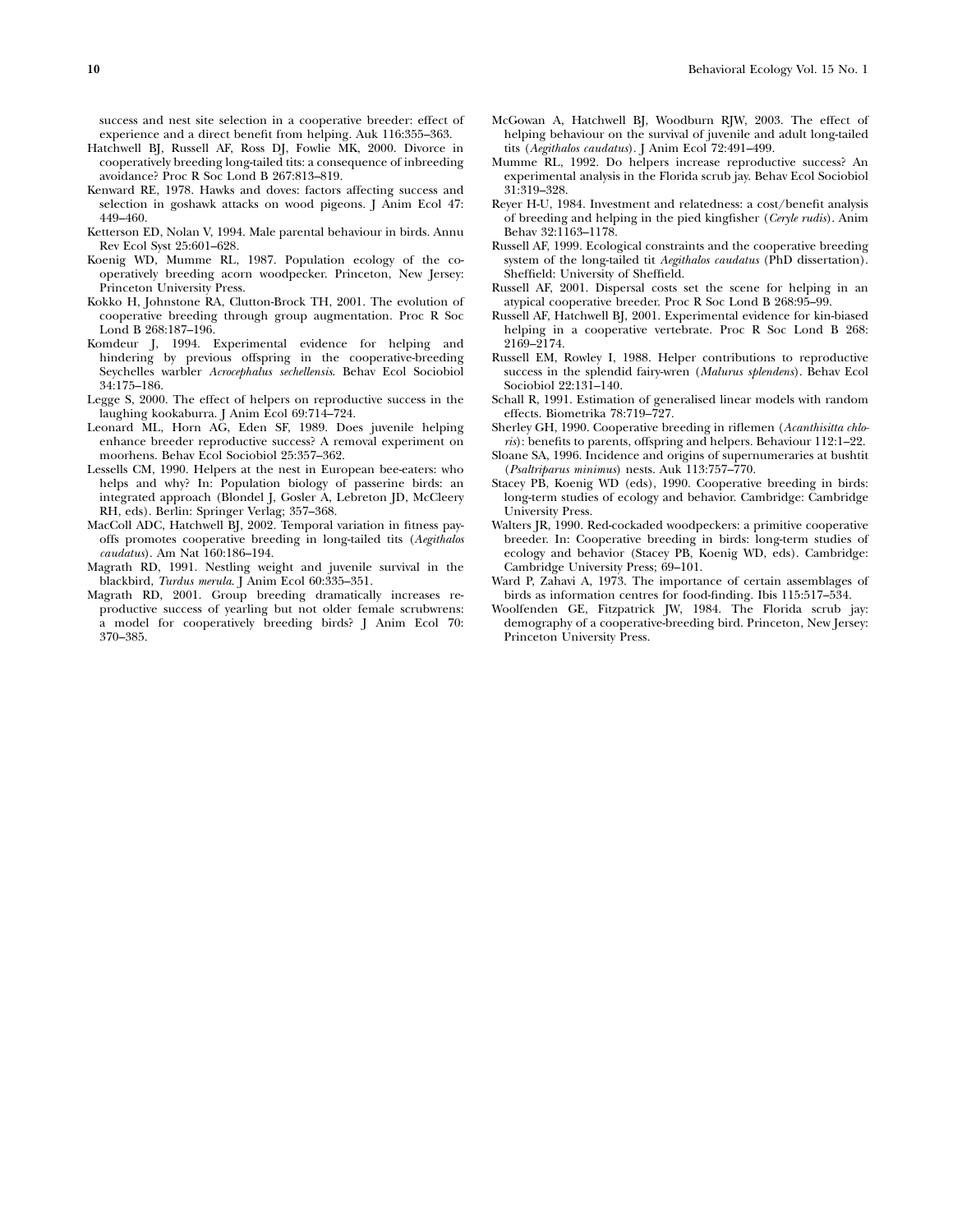success and nest site selection in a cooperative breeder: effect of experience and a direct benefit from helping. Auk 116:355–363.

Hatchwell BJ, Russell AF, Ross DJ, Fowlie MK, 2000. Divorce in cooperatively breeding long-tailed tits: a consequence of inbreeding avoidance? Proc R Soc Lond B 267:813–819.

Kenward RE, 1978. Hawks and doves: factors affecting success and selection in goshawk attacks on wood pigeons. J Anim Ecol 47: 449–460.

Ketterson ED, Nolan V, 1994. Male parental behaviour in birds. Annu Rev Ecol Syst 25:601–628.

Koenig WD, Mumme RL, 1987. Population ecology of the cooperatively breeding acorn woodpecker. Princeton, New Jersey: Princeton University Press.

Kokko H, Johnstone RA, Clutton-Brock TH, 2001. The evolution of cooperative breeding through group augmentation. Proc R Soc Lond B 268:187–196.

Komdeur J, 1994. Experimental evidence for helping and hindering by previous offspring in the cooperative-breeding Seychelles warbler *Acrocephalus sechellensis*. Behav Ecol Sociobiol 34:175–186.

Legge S, 2000. The effect of helpers on reproductive success in the laughing kookaburra. J Anim Ecol 69:714–724.

Leonard ML, Horn AG, Eden SF, 1989. Does juvenile helping enhance breeder reproductive success? A removal experiment on moorhens. Behav Ecol Sociobiol 25:357–362.

Lessells CM, 1990. Helpers at the nest in European bee-eaters: who helps and why? In: Population biology of passerine birds: an integrated approach (Blondel J, Gosler A, Lebreton JD, McCleery RH, eds). Berlin: Springer Verlag; 357–368.

MacColl ADC, Hatchwell BJ, 2002. Temporal variation in fitness payoffs promotes cooperative breeding in long-tailed tits (*Aegithalos caudatus*). Am Nat 160:186–194.

Magrath RD, 1991. Nestling weight and juvenile survival in the blackbird, *Turdus merula*. J Anim Ecol 60:335–351.

Magrath RD, 2001. Group breeding dramatically increases reproductive success of yearling but not older female scrubwrens: a model for cooperatively breeding birds? J Anim Ecol 70: 370–385.

McGowan A, Hatchwell BJ, Woodburn RJW, 2003. The effect of helping behaviour on the survival of juvenile and adult long-tailed tits (*Aegithalos caudatus*). J Anim Ecol 72:491–499.

Mumme RL, 1992. Do helpers increase reproductive success? An experimental analysis in the Florida scrub jay. Behav Ecol Sociobiol 31:319–328.

Reyer H-U, 1984. Investment and relatedness: a cost/benefit analysis of breeding and helping in the pied kingfisher (*Ceryle rudis*). Anim Behav 32:1163–1178.

Russell AF, 1999. Ecological constraints and the cooperative breeding system of the long-tailed tit *Aegithalos caudatus* (PhD dissertation). Sheffield: University of Sheffield.

Russell AF, 2001. Dispersal costs set the scene for helping in an atypical cooperative breeder. Proc R Soc Lond B 268:95–99.

Russell AF, Hatchwell BJ, 2001. Experimental evidence for kin-biased helping in a cooperative vertebrate. Proc R Soc Lond B 268: 2169–2174.

Russell EM, Rowley I, 1988. Helper contributions to reproductive success in the splendid fairy-wren (*Malurus splendens*). Behav Ecol Sociobiol 22:131–140.

Schall R, 1991. Estimation of generalised linear models with random effects. Biometrika 78:719–727.

Sherley GH, 1990. Cooperative breeding in riflemen (*Acanthisitta chloris*): benefits to parents, offspring and helpers. Behaviour 112:1–22.

Sloane SA, 1996. Incidence and origins of supernumeraries at bushtit (*Psaltriparus minimus*) nests. Auk 113:757–770.

Stacey PB, Koenig WD (eds), 1990. Cooperative breeding in birds: long-term studies of ecology and behavior. Cambridge: Cambridge University Press.

Walters JR, 1990. Red-cockaded woodpeckers: a primitive cooperative breeder. In: Cooperative breeding in birds: long-term studies of ecology and behavior (Stacey PB, Koenig WD, eds). Cambridge: Cambridge University Press; 69–101.

Ward P, Zahavi A, 1973. The importance of certain assemblages of birds as information centres for food-finding. Ibis 115:517–534.

Woolfenden GE, Fitzpatrick JW, 1984. The Florida scrub jay: demography of a cooperative-breeding bird. Princeton, New Jersey: Princeton University Press.